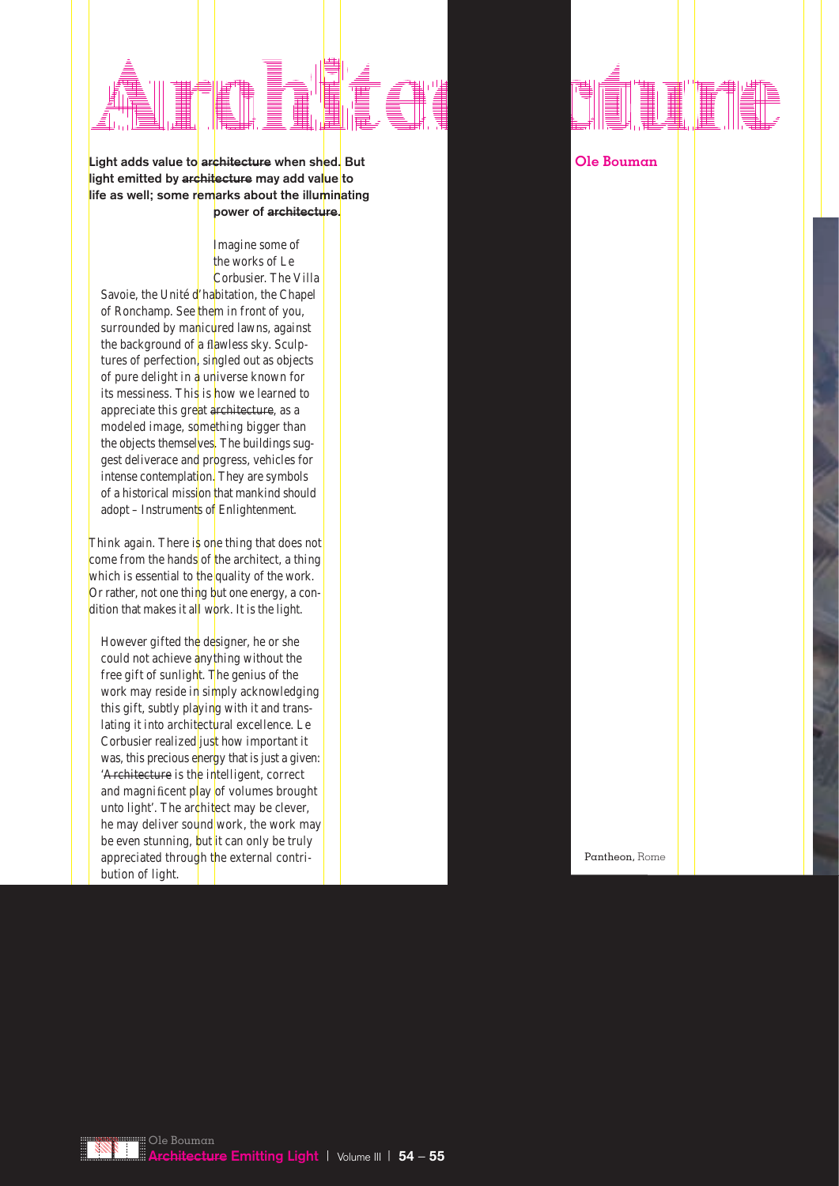# Architecture

**Ole Bouman**

**Light adds value to architecture when shed. But light emitted by architecture may add value to life as well; some remarks about the illuminating power of architecture.**

Imagine some of the works of Le Corbusier. The Villa Savoie, the Unité d'habitation, the Chapel of Ronchamp. See them in front of you, surrounded by manicured lawns, against the background of a flawless sky. Sculptures of perfection, singled out as objects of pure delight in a universe known for its messiness. This is how we learned to appreciate this great architecture, as a modeled image, something bigger than the objects themselves. The buildings suggest deliverace and progress, vehicles for intense contemplation. They are symbols of a historical mission that mankind should adopt – Instruments of Enlightenment.

Think again. There is one thing that does not come from the hands of the architect, a thing which is essential to the quality of the work. Or rather, not one thing but one energy, a condition that makes it all work. It is the light.

However gifted the designer, he or she could not achieve anything without the free gift of sunlight. The genius of the work may reside in simply acknowledging this gift, subtly playing with it and translating it into architectural excellence. Le Corbusier realized just how important it was, this precious energy that is just a given: 'Architecture is the intelligent, correct and magnificent play of volumes brought unto light'. The architect may be clever, he may deliver sound work, the work may be even stunning, but it can only be truly appreciated through the external contribution of light.

Pantheon, Rome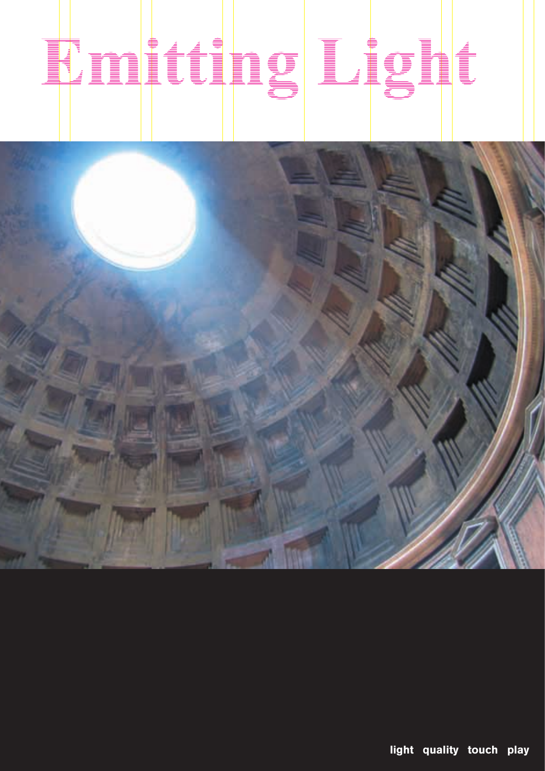# Emitting Light

light quality touch play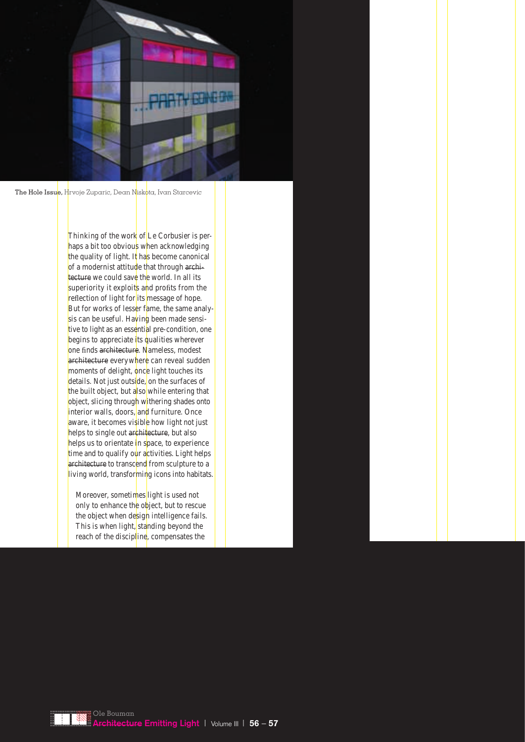The Hole Issue, Hrvoje Zuparic, Dean Niskota, Ivan Starcevic

Thinking of the work of Le Corbusier is perhaps a bit too obvious when acknowledging the quality of light. It has become canonical of a modernist attitude that through ~~architecture~~ we could save the world. In all its superiority it exploits and profits from the reflection of light for its message of hope. But for works of lesser fame, the same analysis can be useful. Having been made sensitive to light as an essential pre-condition, one begins to appreciate its qualities wherever one finds ~~architecture~~. Nameless, modest ~~architecture~~ everywhere can reveal sudden moments of delight, once light touches its details. Not just outside, on the surfaces of the built object, but also while entering that object, slicing through withering shades onto interior walls, doors, and furniture. Once aware, it becomes visible how light not just helps to single out ~~architecture~~, but also helps us to orientate in space, to experience time and to qualify our activities. Light helps ~~architecture~~ to transcend from sculpture to a living world, transforming icons into habitats.

Moreover, sometimes light is used not only to enhance the object, but to rescue the object when design intelligence fails. This is when light, standing beyond the reach of the discipline, compensates the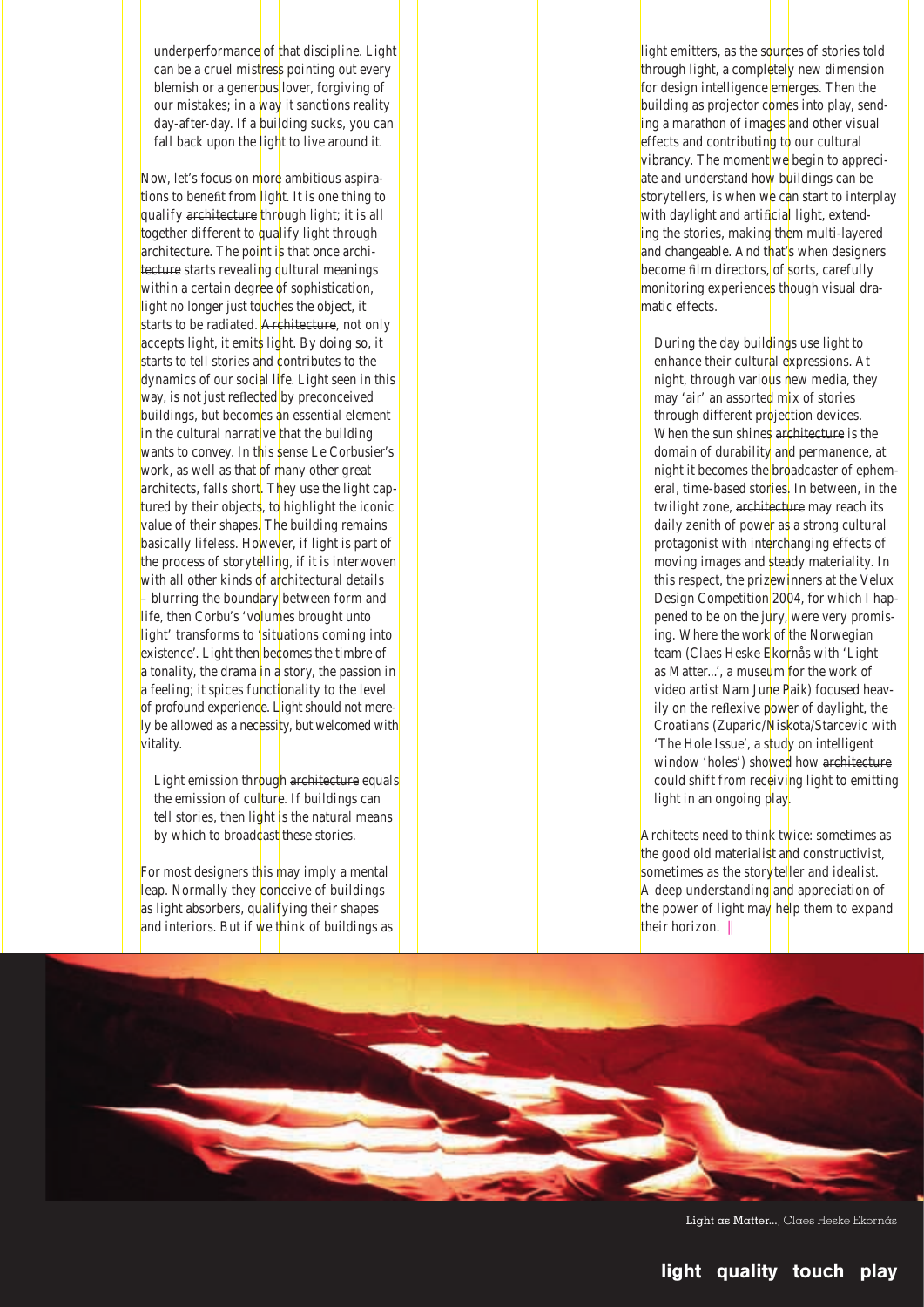underperformance of that discipline. Light can be a cruel mistress pointing out every blemish or a generous lover, forgiving of our mistakes; in a way it sanctions reality day-after-day. If a building sucks, you can fall back upon the light to live around it.

Now, let's focus on more ambitious aspirations to benefit from light. It is one thing to qualify ~~architecture~~ through light; it is all together different to qualify light through ~~architecture~~. The point is that once ~~architecture~~ starts revealing cultural meanings within a certain degree of sophistication, light no longer just touches the object, it starts to be radiated. ~~Architecture~~, not only accepts light, it emits light. By doing so, it starts to tell stories and contributes to the dynamics of our social life. Light seen in this way, is not just reflected by preconceived buildings, but becomes an essential element in the cultural narrative that the building wants to convey. In this sense Le Corbusier's work, as well as that of many other great architects, falls short. They use the light captured by their objects, to highlight the iconic value of their shapes. The building remains basically lifeless. However, if light is part of the process of storytelling, if it is interwoven with all other kinds of architectural details – blurring the boundary between form and life, then Corbu's 'volumes brought unto light' transforms to 'situations coming into existence'. Light then becomes the timbre of a tonality, the drama in a story, the passion in a feeling; it spices functionality to the level of profound experience. Light should not merely be allowed as a necessity, but welcomed with vitality.

Light emission through ~~architecture~~ equals the emission of culture. If buildings can tell stories, then light is the natural means by which to broadcast these stories.

For most designers this may imply a mental leap. Normally they conceive of buildings as light absorbers, qualifying their shapes and interiors. But if we think of buildings as light emitters, as the sources of stories told through light, a completely new dimension for design intelligence emerges. Then the building as projector comes into play, sending a marathon of images and other visual effects and contributing to our cultural vibrancy. The moment we begin to appreciate and understand how buildings can be storytellers, is when we can start to interplay with daylight and artificial light, extending the stories, making them multi-layered and changeable. And that's when designers become film directors, of sorts, carefully monitoring experiences though visual dramatic effects.

During the day buildings use light to enhance their cultural expressions. At night, through various new media, they may 'air' an assorted mix of stories through different projection devices. When the sun shines ~~architecture~~ is the domain of durability and permanence, at night it becomes the broadcaster of ephemeral, time-based stories. In between, in the twilight zone, ~~architecture~~ may reach its daily zenith of power as a strong cultural protagonist with interchanging effects of moving images and steady materiality. In this respect, the prizewinners at the Velux Design Competition 2004, for which I happened to be on the jury, were very promising. Where the work of the Norwegian team (Claes Heske Ekornås with 'Light as Matter...', a museum for the work of video artist Nam June Paik) focused heavily on the reflexive power of daylight, the Croatians (Zuparic/Niskota/Starcevic with 'The Hole Issue', a study on intelligent window 'holes') showed how ~~architecture~~ could shift from receiving light to emitting light in an ongoing play.

Architects need to think twice: sometimes as the good old materialist and constructivist, sometimes as the storyteller and idealist. A deep understanding and appreciation of the power of light may help them to expand their horizon. ||

Light as Matter..., Claes Heske Ekornås